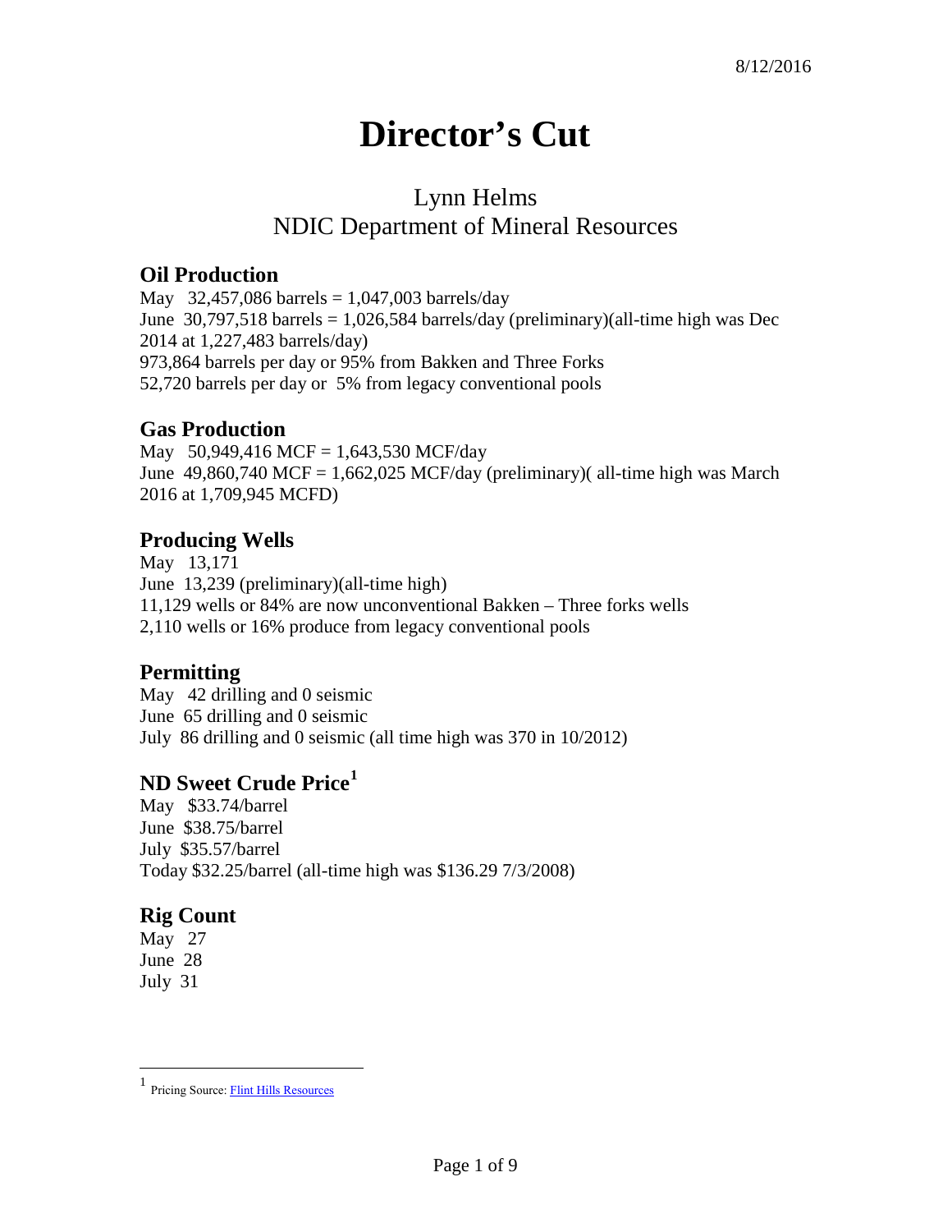8/12/2016

# Director's Cut

## Lynn Helms
## NDIC Department of Mineral Resources

### Oil Production

May 32,457,086 barrels = 1,047,003 barrels/day
June 30,797,518 barrels = 1,026,584 barrels/day (preliminary)(all-time high was Dec 2014 at 1,227,483 barrels/day)
973,864 barrels per day or 95% from Bakken and Three Forks
52,720 barrels per day or 5% from legacy conventional pools

### Gas Production

May 50,949,416 MCF = 1,643,530 MCF/day
June 49,860,740 MCF = 1,662,025 MCF/day (preliminary)( all-time high was March 2016 at 1,709,945 MCFD)

### Producing Wells

May 13,171
June 13,239 (preliminary)(all-time high)
11,129 wells or 84% are now unconventional Bakken – Three forks wells
2,110 wells or 16% produce from legacy conventional pools

### Permitting

May 42 drilling and 0 seismic
June 65 drilling and 0 seismic
July 86 drilling and 0 seismic (all time high was 370 in 10/2012)

### ND Sweet Crude Price[1]

May $33.74/barrel
June $38.75/barrel
July $35.57/barrel
Today $32.25/barrel (all-time high was $136.29 7/3/2008)

### Rig Count

May 27
June 28
July 31

---

[1] Pricing Source: Flint Hills Resources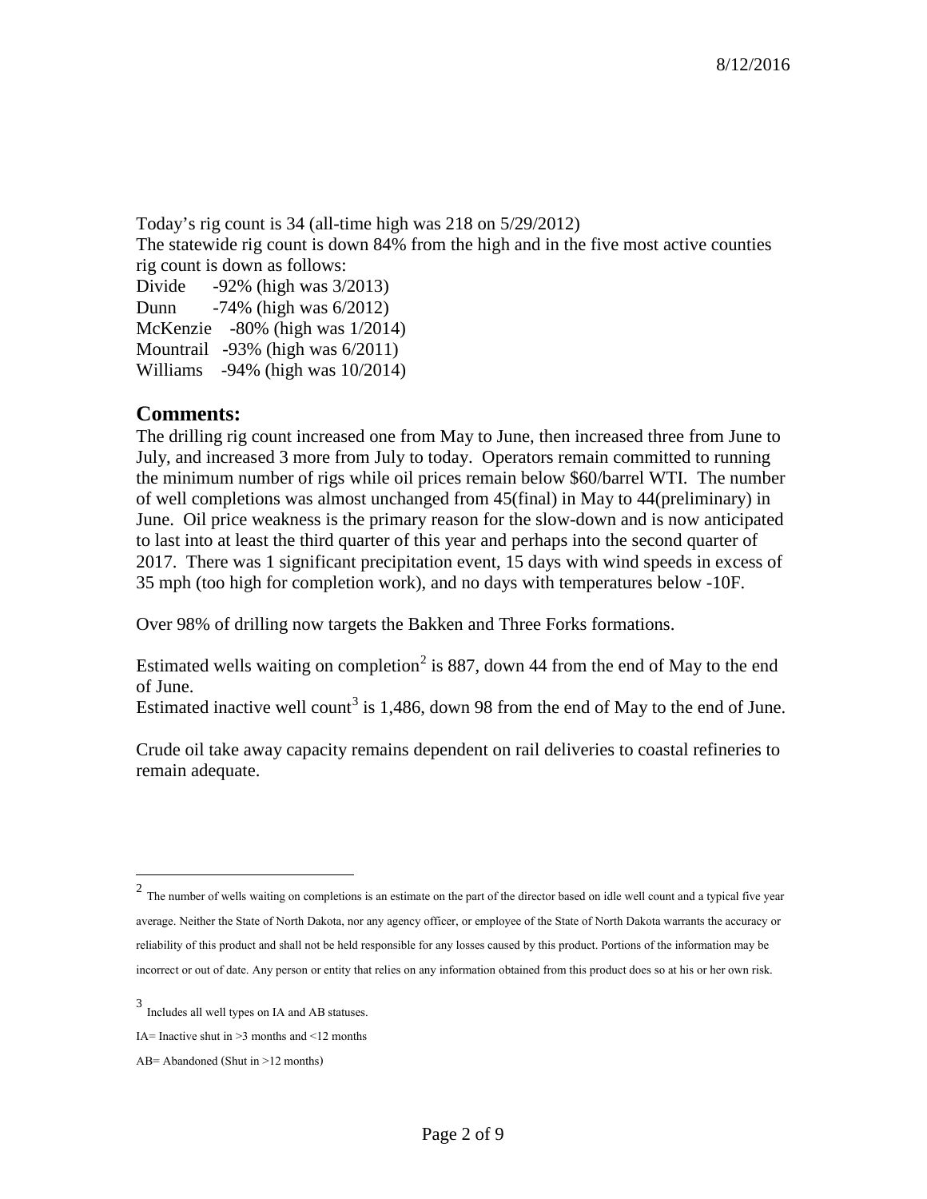Today's rig count is 34 (all-time high was 218 on 5/29/2012)
The statewide rig count is down 84% from the high and in the five most active counties rig count is down as follows:

Divide -92% (high was 3/2013)
Dunn -74% (high was 6/2012)
McKenzie -80% (high was 1/2014)
Mountrail -93% (high was 6/2011)
Williams -94% (high was 10/2014)

## Comments:

The drilling rig count increased one from May to June, then increased three from June to July, and increased 3 more from July to today. Operators remain committed to running the minimum number of rigs while oil prices remain below $60/barrel WTI. The number of well completions was almost unchanged from 45(final) in May to 44(preliminary) in June. Oil price weakness is the primary reason for the slow-down and is now anticipated to last into at least the third quarter of this year and perhaps into the second quarter of 2017. There was 1 significant precipitation event, 15 days with wind speeds in excess of 35 mph (too high for completion work), and no days with temperatures below -10F.

Over 98% of drilling now targets the Bakken and Three Forks formations.

Estimated wells waiting on completion[2] is 887, down 44 from the end of May to the end of June.
Estimated inactive well count[3] is 1,486, down 98 from the end of May to the end of June.

Crude oil take away capacity remains dependent on rail deliveries to coastal refineries to remain adequate.

---

[2] The number of wells waiting on completions is an estimate on the part of the director based on idle well count and a typical five year average. Neither the State of North Dakota, nor any agency officer, or employee of the State of North Dakota warrants the accuracy or reliability of this product and shall not be held responsible for any losses caused by this product. Portions of the information may be incorrect or out of date. Any person or entity that relies on any information obtained from this product does so at his or her own risk.

[3] Includes all well types on IA and AB statuses.
IA= Inactive shut in >3 months and <12 months
AB= Abandoned (Shut in >12 months)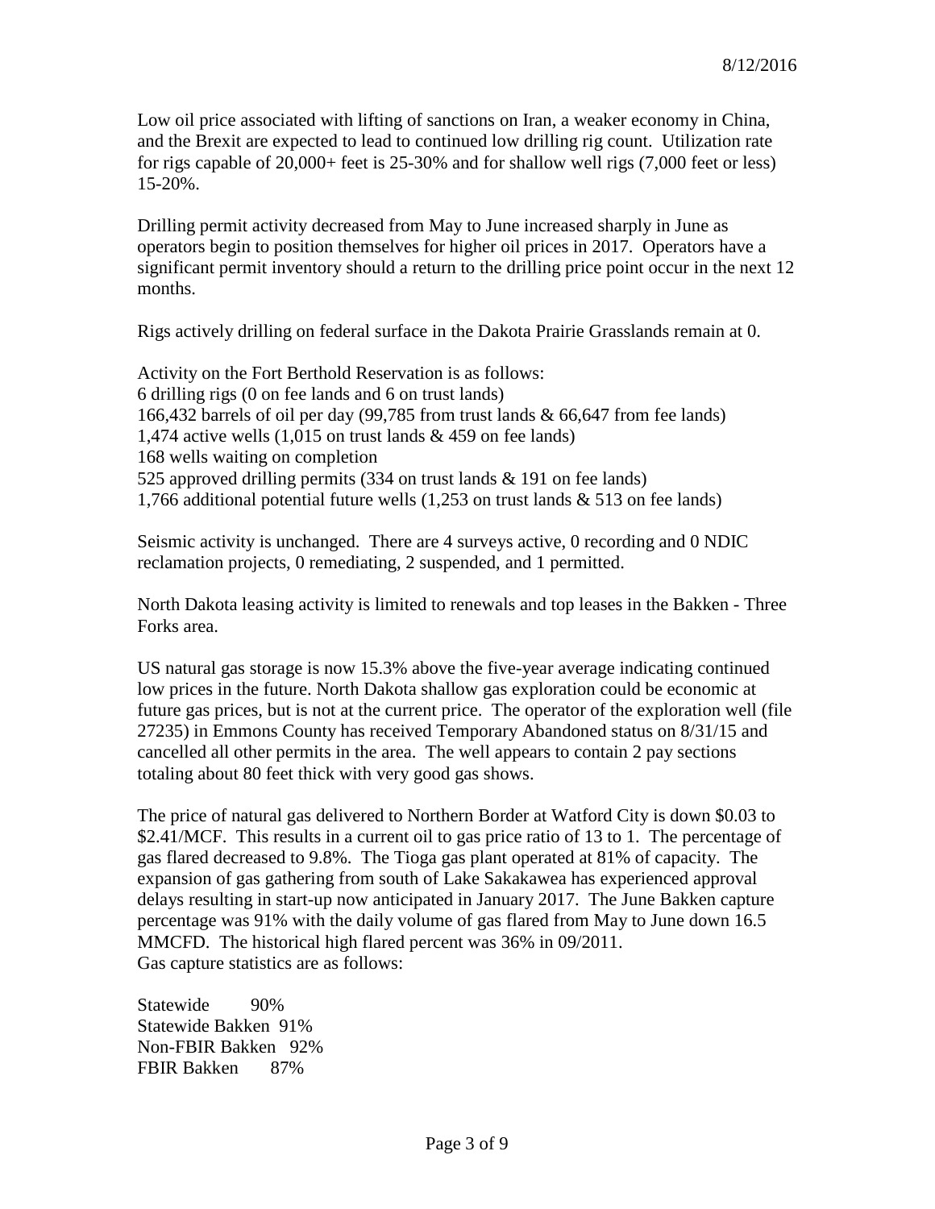Low oil price associated with lifting of sanctions on Iran, a weaker economy in China, and the Brexit are expected to lead to continued low drilling rig count. Utilization rate for rigs capable of 20,000+ feet is 25-30% and for shallow well rigs (7,000 feet or less) 15-20%.

Drilling permit activity decreased from May to June increased sharply in June as operators begin to position themselves for higher oil prices in 2017. Operators have a significant permit inventory should a return to the drilling price point occur in the next 12 months.

Rigs actively drilling on federal surface in the Dakota Prairie Grasslands remain at 0.

Activity on the Fort Berthold Reservation is as follows:
6 drilling rigs (0 on fee lands and 6 on trust lands)
166,432 barrels of oil per day (99,785 from trust lands & 66,647 from fee lands)
1,474 active wells (1,015 on trust lands & 459 on fee lands)
168 wells waiting on completion
525 approved drilling permits (334 on trust lands & 191 on fee lands)
1,766 additional potential future wells (1,253 on trust lands & 513 on fee lands)

Seismic activity is unchanged. There are 4 surveys active, 0 recording and 0 NDIC reclamation projects, 0 remediating, 2 suspended, and 1 permitted.

North Dakota leasing activity is limited to renewals and top leases in the Bakken - Three Forks area.

US natural gas storage is now 15.3% above the five-year average indicating continued low prices in the future. North Dakota shallow gas exploration could be economic at future gas prices, but is not at the current price. The operator of the exploration well (file 27235) in Emmons County has received Temporary Abandoned status on 8/31/15 and cancelled all other permits in the area. The well appears to contain 2 pay sections totaling about 80 feet thick with very good gas shows.

The price of natural gas delivered to Northern Border at Watford City is down $0.03 to $2.41/MCF. This results in a current oil to gas price ratio of 13 to 1. The percentage of gas flared decreased to 9.8%. The Tioga gas plant operated at 81% of capacity. The expansion of gas gathering from south of Lake Sakakawea has experienced approval delays resulting in start-up now anticipated in January 2017. The June Bakken capture percentage was 91% with the daily volume of gas flared from May to June down 16.5 MMCFD. The historical high flared percent was 36% in 09/2011.
Gas capture statistics are as follows:

Statewide 90%
Statewide Bakken 91%
Non-FBIR Bakken 92%
FBIR Bakken 87%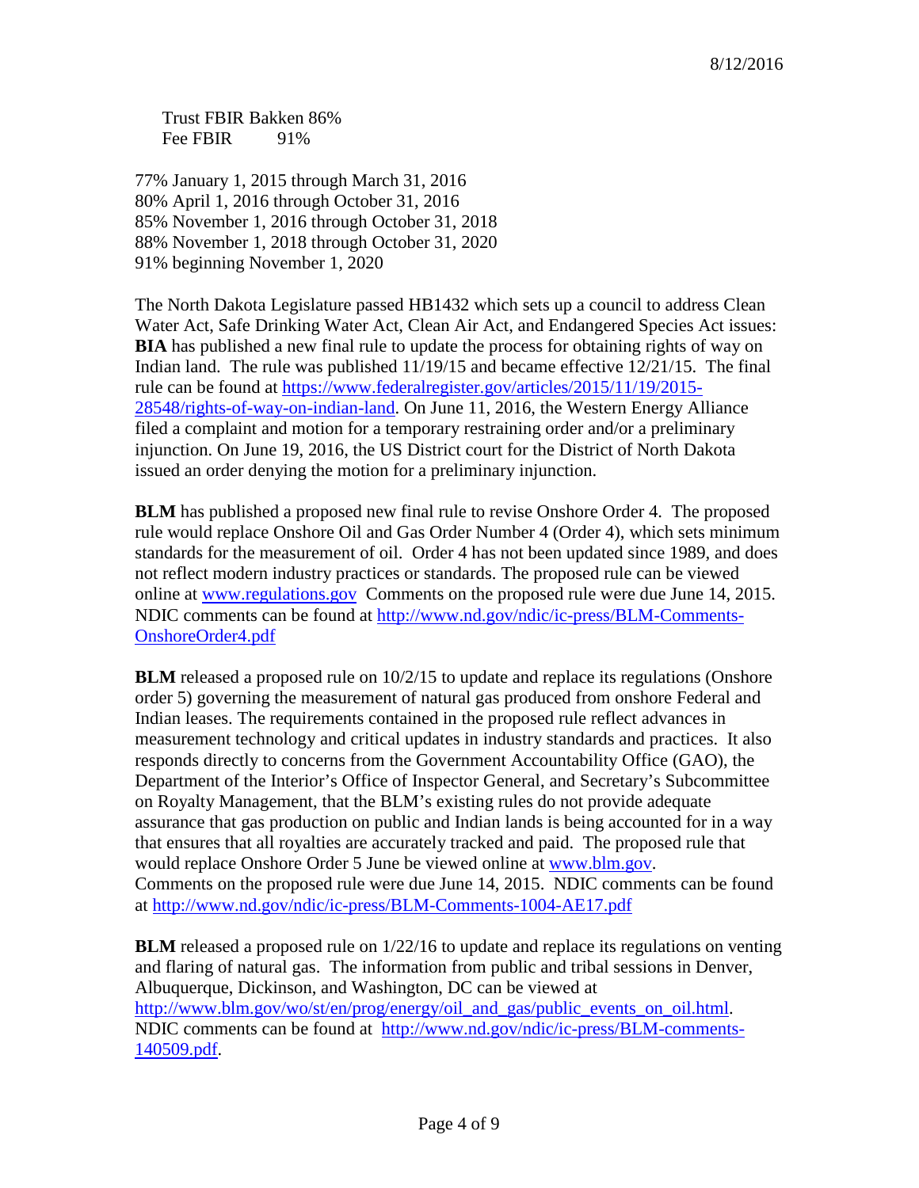Trust FBIR Bakken 86%
Fee FBIR 91%

77% January 1, 2015 through March 31, 2016
80% April 1, 2016 through October 31, 2016
85% November 1, 2016 through October 31, 2018
88% November 1, 2018 through October 31, 2020
91% beginning November 1, 2020

The North Dakota Legislature passed HB1432 which sets up a council to address Clean Water Act, Safe Drinking Water Act, Clean Air Act, and Endangered Species Act issues:
**BIA** has published a new final rule to update the process for obtaining rights of way on Indian land. The rule was published 11/19/15 and became effective 12/21/15. The final rule can be found at https://www.federalregister.gov/articles/2015/11/19/2015-28548/rights-of-way-on-indian-land. On June 11, 2016, the Western Energy Alliance filed a complaint and motion for a temporary restraining order and/or a preliminary injunction. On June 19, 2016, the US District court for the District of North Dakota issued an order denying the motion for a preliminary injunction.

**BLM** has published a proposed new final rule to revise Onshore Order 4. The proposed rule would replace Onshore Oil and Gas Order Number 4 (Order 4), which sets minimum standards for the measurement of oil. Order 4 has not been updated since 1989, and does not reflect modern industry practices or standards. The proposed rule can be viewed online at www.regulations.gov Comments on the proposed rule were due June 14, 2015. NDIC comments can be found at http://www.nd.gov/ndic/ic-press/BLM-Comments-OnshoreOrder4.pdf

**BLM** released a proposed rule on 10/2/15 to update and replace its regulations (Onshore order 5) governing the measurement of natural gas produced from onshore Federal and Indian leases. The requirements contained in the proposed rule reflect advances in measurement technology and critical updates in industry standards and practices. It also responds directly to concerns from the Government Accountability Office (GAO), the Department of the Interior's Office of Inspector General, and Secretary's Subcommittee on Royalty Management, that the BLM's existing rules do not provide adequate assurance that gas production on public and Indian lands is being accounted for in a way that ensures that all royalties are accurately tracked and paid. The proposed rule that would replace Onshore Order 5 June be viewed online at www.blm.gov.
Comments on the proposed rule were due June 14, 2015. NDIC comments can be found at http://www.nd.gov/ndic/ic-press/BLM-Comments-1004-AE17.pdf

**BLM** released a proposed rule on 1/22/16 to update and replace its regulations on venting and flaring of natural gas. The information from public and tribal sessions in Denver, Albuquerque, Dickinson, and Washington, DC can be viewed at http://www.blm.gov/wo/st/en/prog/energy/oil_and_gas/public_events_on_oil.html.
NDIC comments can be found at http://www.nd.gov/ndic/ic-press/BLM-comments-140509.pdf.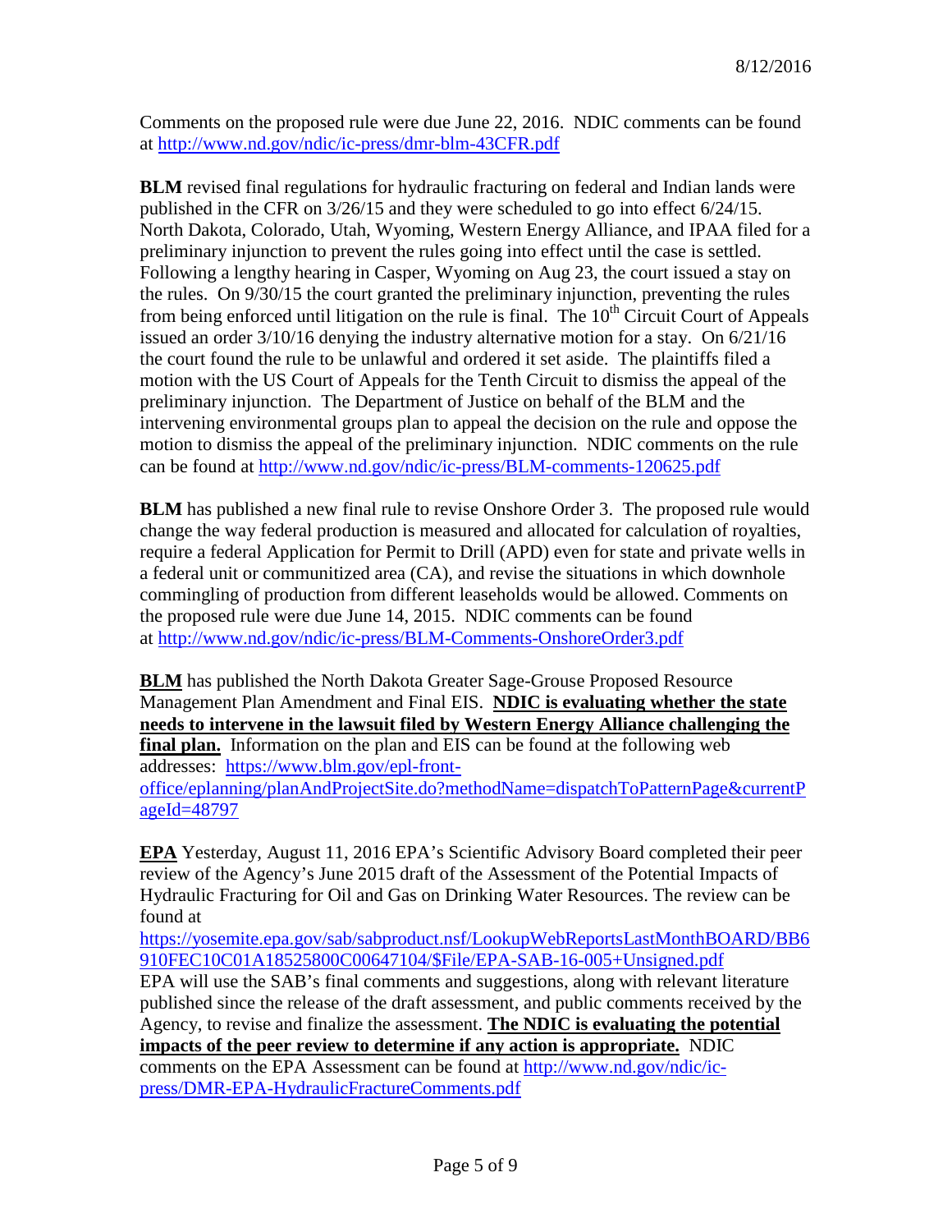Comments on the proposed rule were due June 22, 2016. NDIC comments can be found at http://www.nd.gov/ndic/ic-press/dmr-blm-43CFR.pdf

**BLM** revised final regulations for hydraulic fracturing on federal and Indian lands were published in the CFR on 3/26/15 and they were scheduled to go into effect 6/24/15. North Dakota, Colorado, Utah, Wyoming, Western Energy Alliance, and IPAA filed for a preliminary injunction to prevent the rules going into effect until the case is settled. Following a lengthy hearing in Casper, Wyoming on Aug 23, the court issued a stay on the rules. On 9/30/15 the court granted the preliminary injunction, preventing the rules from being enforced until litigation on the rule is final. The 10th Circuit Court of Appeals issued an order 3/10/16 denying the industry alternative motion for a stay. On 6/21/16 the court found the rule to be unlawful and ordered it set aside. The plaintiffs filed a motion with the US Court of Appeals for the Tenth Circuit to dismiss the appeal of the preliminary injunction. The Department of Justice on behalf of the BLM and the intervening environmental groups plan to appeal the decision on the rule and oppose the motion to dismiss the appeal of the preliminary injunction. NDIC comments on the rule can be found at http://www.nd.gov/ndic/ic-press/BLM-comments-120625.pdf

**BLM** has published a new final rule to revise Onshore Order 3. The proposed rule would change the way federal production is measured and allocated for calculation of royalties, require a federal Application for Permit to Drill (APD) even for state and private wells in a federal unit or communitized area (CA), and revise the situations in which downhole commingling of production from different leaseholds would be allowed. Comments on the proposed rule were due June 14, 2015. NDIC comments can be found at http://www.nd.gov/ndic/ic-press/BLM-Comments-OnshoreOrder3.pdf

**BLM** has published the North Dakota Greater Sage-Grouse Proposed Resource Management Plan Amendment and Final EIS. **NDIC is evaluating whether the state needs to intervene in the lawsuit filed by Western Energy Alliance challenging the final plan.** Information on the plan and EIS can be found at the following web addresses: https://www.blm.gov/epl-front-office/eplanning/planAndProjectSite.do?methodName=dispatchToPatternPage&currentPageId=48797

**EPA** Yesterday, August 11, 2016 EPA's Scientific Advisory Board completed their peer review of the Agency's June 2015 draft of the Assessment of the Potential Impacts of Hydraulic Fracturing for Oil and Gas on Drinking Water Resources. The review can be found at https://yosemite.epa.gov/sab/sabproduct.nsf/LookupWebReportsLastMonthBOARD/BB6910FEC10C01A18525800C00647104/$File/EPA-SAB-16-005+Unsigned.pdf
EPA will use the SAB's final comments and suggestions, along with relevant literature published since the release of the draft assessment, and public comments received by the Agency, to revise and finalize the assessment. **The NDIC is evaluating the potential impacts of the peer review to determine if any action is appropriate.** NDIC comments on the EPA Assessment can be found at http://www.nd.gov/ndic/ic-press/DMR-EPA-HydraulicFractureComments.pdf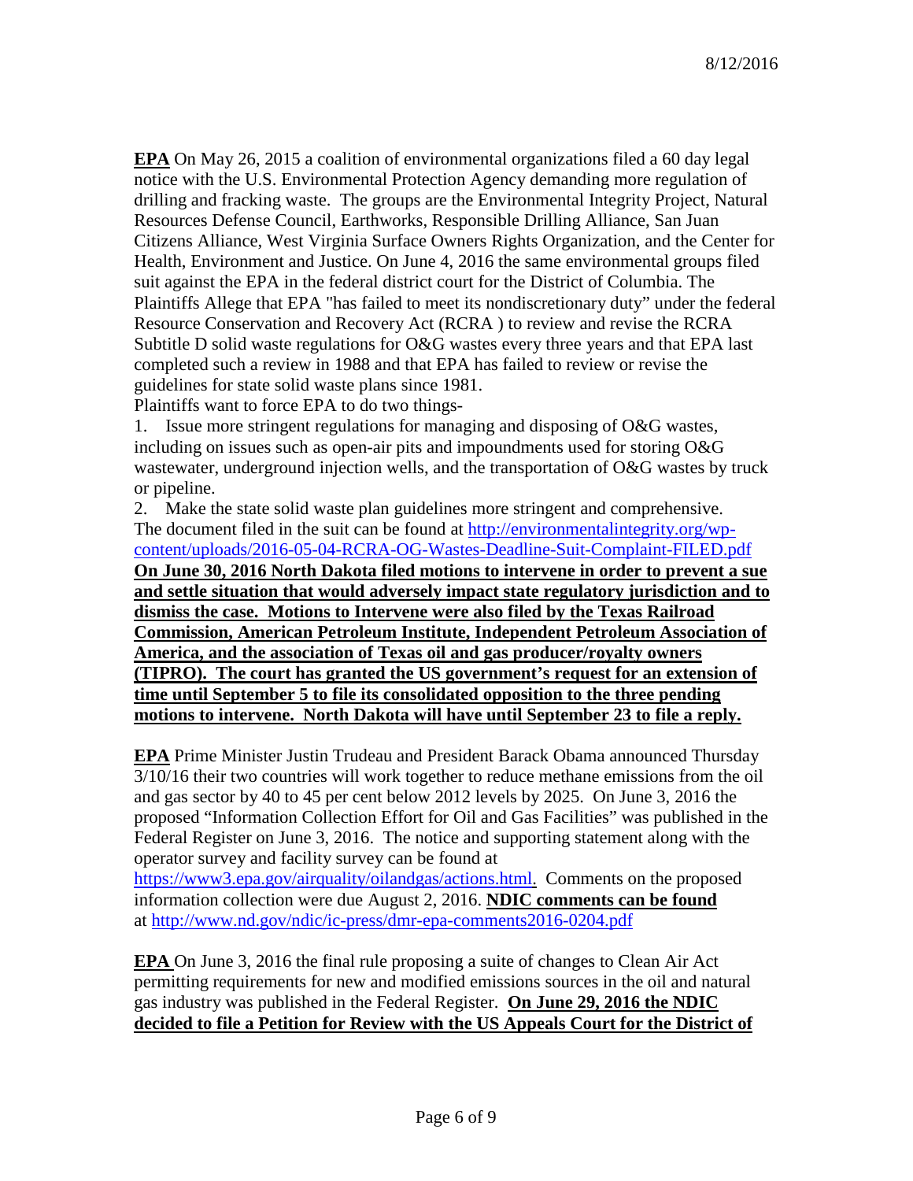**EPA** On May 26, 2015 a coalition of environmental organizations filed a 60 day legal notice with the U.S. Environmental Protection Agency demanding more regulation of drilling and fracking waste. The groups are the Environmental Integrity Project, Natural Resources Defense Council, Earthworks, Responsible Drilling Alliance, San Juan Citizens Alliance, West Virginia Surface Owners Rights Organization, and the Center for Health, Environment and Justice. On June 4, 2016 the same environmental groups filed suit against the EPA in the federal district court for the District of Columbia. The Plaintiffs Allege that EPA "has failed to meet its nondiscretionary duty" under the federal Resource Conservation and Recovery Act (RCRA ) to review and revise the RCRA Subtitle D solid waste regulations for O&G wastes every three years and that EPA last completed such a review in 1988 and that EPA has failed to review or revise the guidelines for state solid waste plans since 1981.

Plaintiffs want to force EPA to do two things-

1. Issue more stringent regulations for managing and disposing of O&G wastes, including on issues such as open-air pits and impoundments used for storing O&G wastewater, underground injection wells, and the transportation of O&G wastes by truck or pipeline.
2. Make the state solid waste plan guidelines more stringent and comprehensive.

The document filed in the suit can be found at http://environmentalintegrity.org/wp-content/uploads/2016-05-04-RCRA-OG-Wastes-Deadline-Suit-Complaint-FILED.pdf
**On June 30, 2016 North Dakota filed motions to intervene in order to prevent a sue and settle situation that would adversely impact state regulatory jurisdiction and to dismiss the case. Motions to Intervene were also filed by the Texas Railroad Commission, American Petroleum Institute, Independent Petroleum Association of America, and the association of Texas oil and gas producer/royalty owners (TIPRO). The court has granted the US government's request for an extension of time until September 5 to file its consolidated opposition to the three pending motions to intervene. North Dakota will have until September 23 to file a reply.**

**EPA** Prime Minister Justin Trudeau and President Barack Obama announced Thursday 3/10/16 their two countries will work together to reduce methane emissions from the oil and gas sector by 40 to 45 per cent below 2012 levels by 2025. On June 3, 2016 the proposed "Information Collection Effort for Oil and Gas Facilities" was published in the Federal Register on June 3, 2016. The notice and supporting statement along with the operator survey and facility survey can be found at https://www3.epa.gov/airquality/oilandgas/actions.html. Comments on the proposed information collection were due August 2, 2016. **NDIC comments can be found** at http://www.nd.gov/ndic/ic-press/dmr-epa-comments2016-0204.pdf

**EPA** On June 3, 2016 the final rule proposing a suite of changes to Clean Air Act permitting requirements for new and modified emissions sources in the oil and natural gas industry was published in the Federal Register. **On June 29, 2016 the NDIC decided to file a Petition for Review with the US Appeals Court for the District of**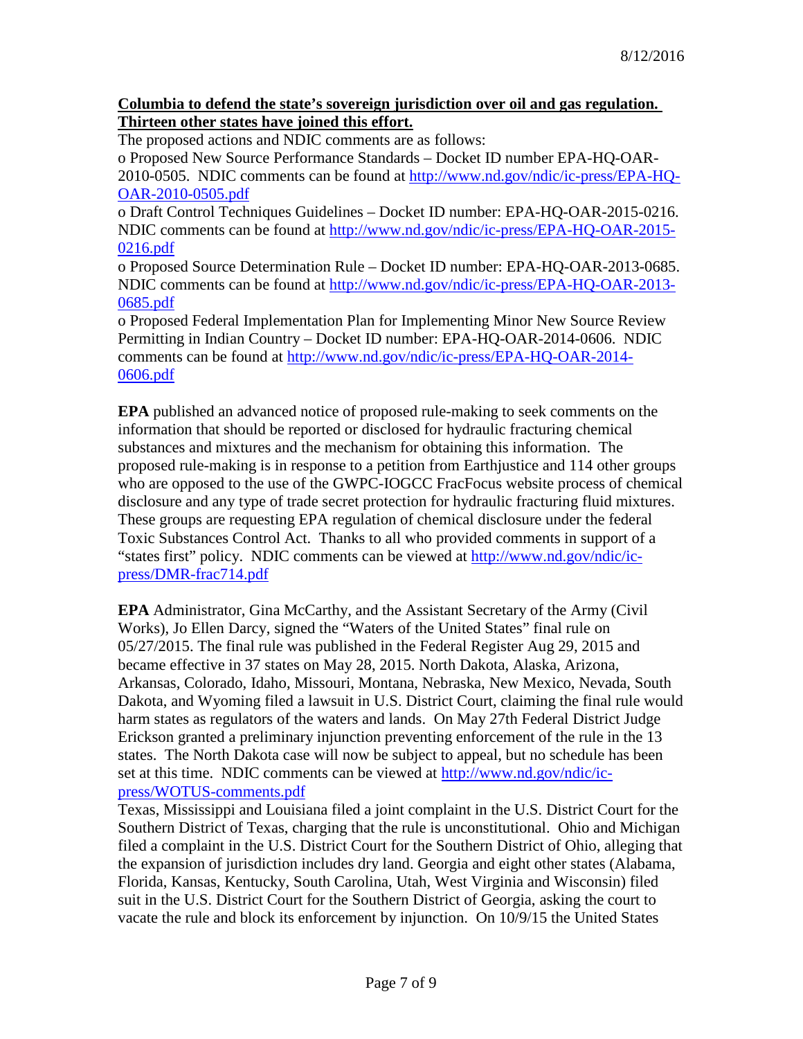**Columbia to defend the state's sovereign jurisdiction over oil and gas regulation. Thirteen other states have joined this effort.**

The proposed actions and NDIC comments are as follows:

o Proposed New Source Performance Standards – Docket ID number EPA-HQ-OAR-2010-0505. NDIC comments can be found at http://www.nd.gov/ndic/ic-press/EPA-HQ-OAR-2010-0505.pdf

o Draft Control Techniques Guidelines – Docket ID number: EPA-HQ-OAR-2015-0216. NDIC comments can be found at http://www.nd.gov/ndic/ic-press/EPA-HQ-OAR-2015-0216.pdf

o Proposed Source Determination Rule – Docket ID number: EPA-HQ-OAR-2013-0685. NDIC comments can be found at http://www.nd.gov/ndic/ic-press/EPA-HQ-OAR-2013-0685.pdf

o Proposed Federal Implementation Plan for Implementing Minor New Source Review Permitting in Indian Country – Docket ID number: EPA-HQ-OAR-2014-0606. NDIC comments can be found at http://www.nd.gov/ndic/ic-press/EPA-HQ-OAR-2014-0606.pdf

**EPA** published an advanced notice of proposed rule-making to seek comments on the information that should be reported or disclosed for hydraulic fracturing chemical substances and mixtures and the mechanism for obtaining this information. The proposed rule-making is in response to a petition from Earthjustice and 114 other groups who are opposed to the use of the GWPC-IOGCC FracFocus website process of chemical disclosure and any type of trade secret protection for hydraulic fracturing fluid mixtures. These groups are requesting EPA regulation of chemical disclosure under the federal Toxic Substances Control Act. Thanks to all who provided comments in support of a "states first" policy. NDIC comments can be viewed at http://www.nd.gov/ndic/ic-press/DMR-frac714.pdf

**EPA** Administrator, Gina McCarthy, and the Assistant Secretary of the Army (Civil Works), Jo Ellen Darcy, signed the "Waters of the United States" final rule on 05/27/2015. The final rule was published in the Federal Register Aug 29, 2015 and became effective in 37 states on May 28, 2015. North Dakota, Alaska, Arizona, Arkansas, Colorado, Idaho, Missouri, Montana, Nebraska, New Mexico, Nevada, South Dakota, and Wyoming filed a lawsuit in U.S. District Court, claiming the final rule would harm states as regulators of the waters and lands. On May 27th Federal District Judge Erickson granted a preliminary injunction preventing enforcement of the rule in the 13 states. The North Dakota case will now be subject to appeal, but no schedule has been set at this time. NDIC comments can be viewed at http://www.nd.gov/ndic/ic-press/WOTUS-comments.pdf

Texas, Mississippi and Louisiana filed a joint complaint in the U.S. District Court for the Southern District of Texas, charging that the rule is unconstitutional. Ohio and Michigan filed a complaint in the U.S. District Court for the Southern District of Ohio, alleging that the expansion of jurisdiction includes dry land. Georgia and eight other states (Alabama, Florida, Kansas, Kentucky, South Carolina, Utah, West Virginia and Wisconsin) filed suit in the U.S. District Court for the Southern District of Georgia, asking the court to vacate the rule and block its enforcement by injunction. On 10/9/15 the United States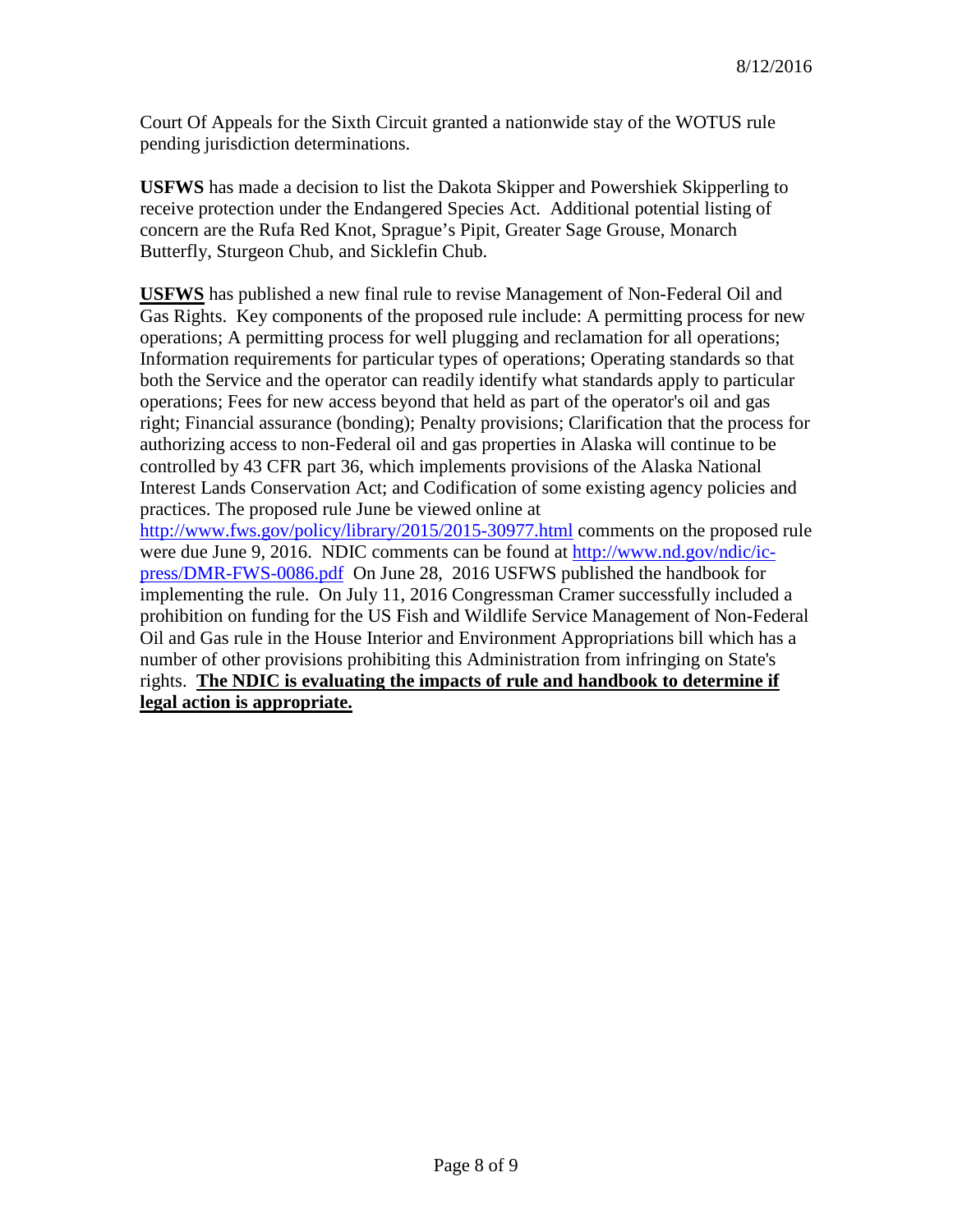Court Of Appeals for the Sixth Circuit granted a nationwide stay of the WOTUS rule pending jurisdiction determinations.

**USFWS** has made a decision to list the Dakota Skipper and Powershiek Skipperling to receive protection under the Endangered Species Act. Additional potential listing of concern are the Rufa Red Knot, Sprague's Pipit, Greater Sage Grouse, Monarch Butterfly, Sturgeon Chub, and Sicklefin Chub.

**USFWS** has published a new final rule to revise Management of Non-Federal Oil and Gas Rights. Key components of the proposed rule include: A permitting process for new operations; A permitting process for well plugging and reclamation for all operations; Information requirements for particular types of operations; Operating standards so that both the Service and the operator can readily identify what standards apply to particular operations; Fees for new access beyond that held as part of the operator's oil and gas right; Financial assurance (bonding); Penalty provisions; Clarification that the process for authorizing access to non-Federal oil and gas properties in Alaska will continue to be controlled by 43 CFR part 36, which implements provisions of the Alaska National Interest Lands Conservation Act; and Codification of some existing agency policies and practices. The proposed rule June be viewed online at http://www.fws.gov/policy/library/2015/2015-30977.html comments on the proposed rule were due June 9, 2016. NDIC comments can be found at http://www.nd.gov/ndic/ic-press/DMR-FWS-0086.pdf On June 28, 2016 USFWS published the handbook for implementing the rule. On July 11, 2016 Congressman Cramer successfully included a prohibition on funding for the US Fish and Wildlife Service Management of Non-Federal Oil and Gas rule in the House Interior and Environment Appropriations bill which has a number of other provisions prohibiting this Administration from infringing on State's rights. **The NDIC is evaluating the impacts of rule and handbook to determine if legal action is appropriate.**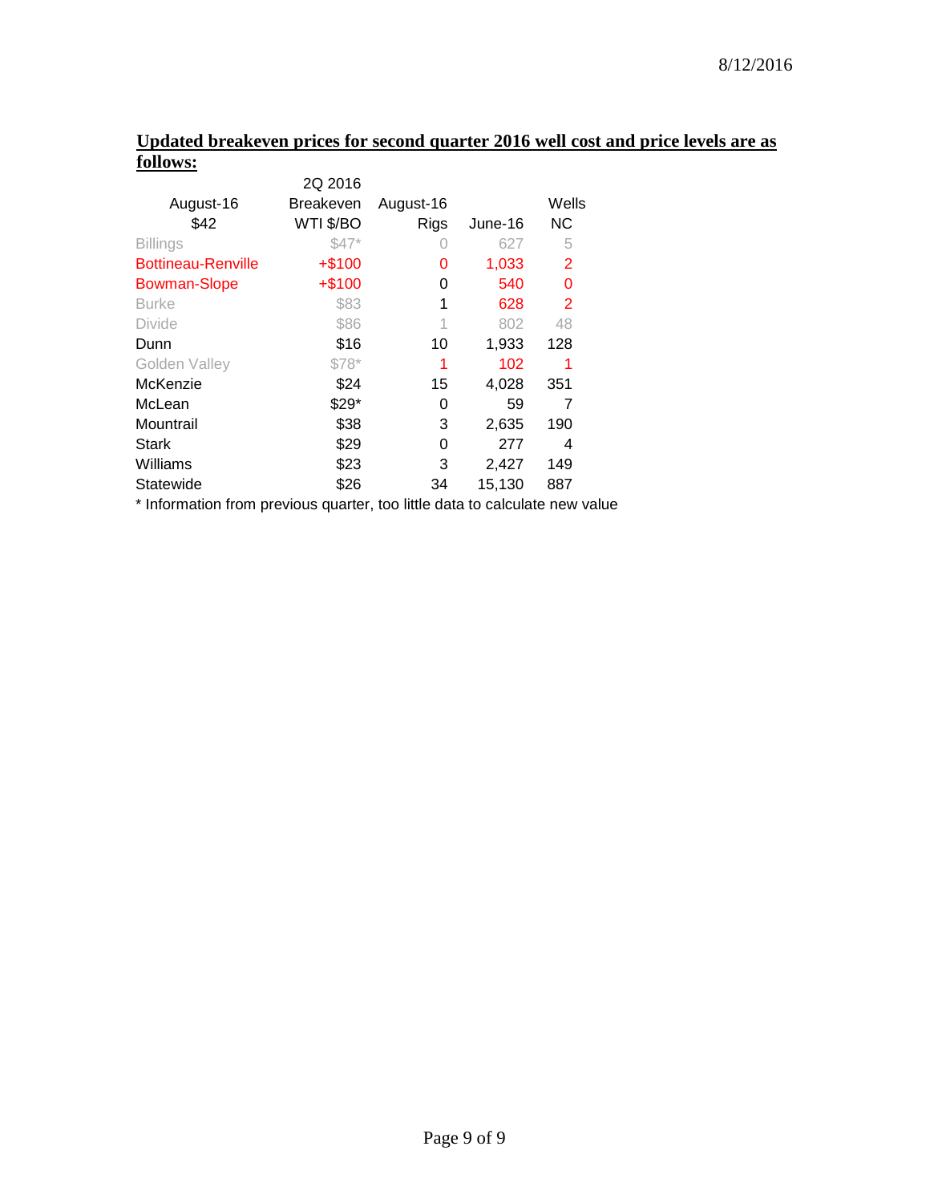8/12/2016

**Updated breakeven prices for second quarter 2016 well cost and price levels are as follows:**

| August-16 $42 | 2Q 2016 Breakeven WTI $/BO | August-16 Rigs | June-16 | Wells NC |
|---|---|---|---|---|
| Billings | $47* | 0 | 627 | 5 |
| Bottineau-Renville | +$100 | 0 | 1,033 | 2 |
| Bowman-Slope | +$100 | 0 | 540 | 0 |
| Burke | $83 | 1 | 628 | 2 |
| Divide | $86 | 1 | 802 | 48 |
| Dunn | $16 | 10 | 1,933 | 128 |
| Golden Valley | $78* | 1 | 102 | 1 |
| McKenzie | $24 | 15 | 4,028 | 351 |
| McLean | $29* | 0 | 59 | 7 |
| Mountrail | $38 | 3 | 2,635 | 190 |
| Stark | $29 | 0 | 277 | 4 |
| Williams | $23 | 3 | 2,427 | 149 |
| Statewide | $26 | 34 | 15,130 | 887 |

* Information from previous quarter, too little data to calculate new value